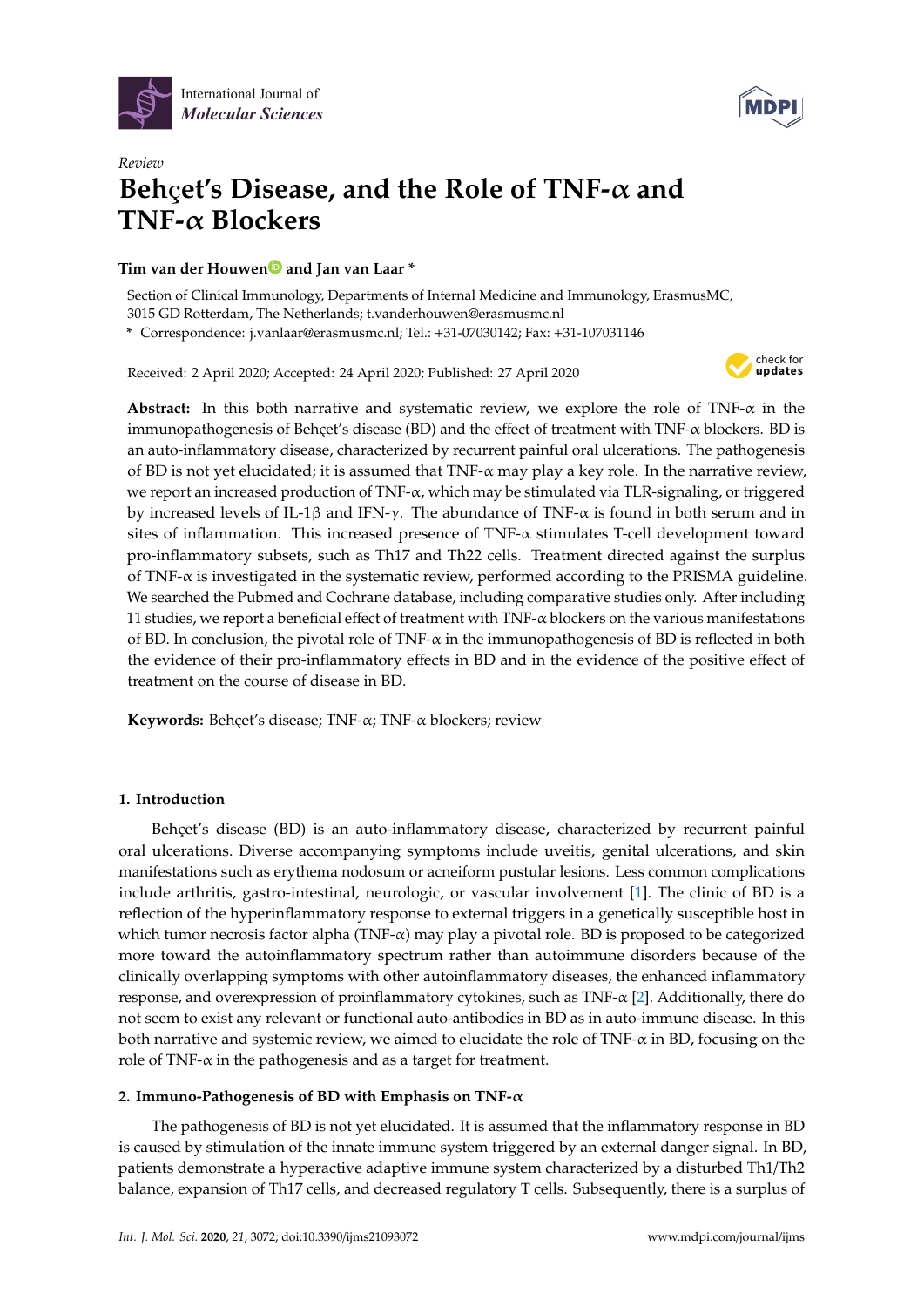International Journal of *Molecular Sciences*

*Review*

# Behçet's Disease, and the Role of TNF-α and TNF-α Blockers

**Tim van der Houwen and Jan van Laar ***

Section of Clinical Immunology, Departments of Internal Medicine and Immunology, ErasmusMC, 3015 GD Rotterdam, The Netherlands; t.vanderhouwen@erasmusmc.nl

* Correspondence: j.vanlaar@erasmusmc.nl; Tel.: +31-07030142; Fax: +31-107031146

Received: 2 April 2020; Accepted: 24 April 2020; Published: 27 April 2020

**Abstract:** In this both narrative and systematic review, we explore the role of TNF-α in the immunopathogenesis of Behçet's disease (BD) and the effect of treatment with TNF-α blockers. BD is an auto-inflammatory disease, characterized by recurrent painful oral ulcerations. The pathogenesis of BD is not yet elucidated; it is assumed that TNF-α may play a key role. In the narrative review, we report an increased production of TNF-α, which may be stimulated via TLR-signaling, or triggered by increased levels of IL-1β and IFN-γ. The abundance of TNF-α is found in both serum and in sites of inflammation. This increased presence of TNF-α stimulates T-cell development toward pro-inflammatory subsets, such as Th17 and Th22 cells. Treatment directed against the surplus of TNF-α is investigated in the systematic review, performed according to the PRISMA guideline. We searched the Pubmed and Cochrane database, including comparative studies only. After including 11 studies, we report a beneficial effect of treatment with TNF-α blockers on the various manifestations of BD. In conclusion, the pivotal role of TNF-α in the immunopathogenesis of BD is reflected in both the evidence of their pro-inflammatory effects in BD and in the evidence of the positive effect of treatment on the course of disease in BD.

**Keywords:** Behçet's disease; TNF-α; TNF-α blockers; review

## 1. Introduction

Behçet's disease (BD) is an auto-inflammatory disease, characterized by recurrent painful oral ulcerations. Diverse accompanying symptoms include uveitis, genital ulcerations, and skin manifestations such as erythema nodosum or acneiform pustular lesions. Less common complications include arthritis, gastro-intestinal, neurologic, or vascular involvement [1]. The clinic of BD is a reflection of the hyperinflammatory response to external triggers in a genetically susceptible host in which tumor necrosis factor alpha (TNF-α) may play a pivotal role. BD is proposed to be categorized more toward the autoinflammatory spectrum rather than autoimmune disorders because of the clinically overlapping symptoms with other autoinflammatory diseases, the enhanced inflammatory response, and overexpression of proinflammatory cytokines, such as TNF-α [2]. Additionally, there do not seem to exist any relevant or functional auto-antibodies in BD as in auto-immune disease. In this both narrative and systemic review, we aimed to elucidate the role of TNF-α in BD, focusing on the role of TNF-α in the pathogenesis and as a target for treatment.

## 2. Immuno-Pathogenesis of BD with Emphasis on TNF-α

The pathogenesis of BD is not yet elucidated. It is assumed that the inflammatory response in BD is caused by stimulation of the innate immune system triggered by an external danger signal. In BD, patients demonstrate a hyperactive adaptive immune system characterized by a disturbed Th1/Th2 balance, expansion of Th17 cells, and decreased regulatory T cells. Subsequently, there is a surplus of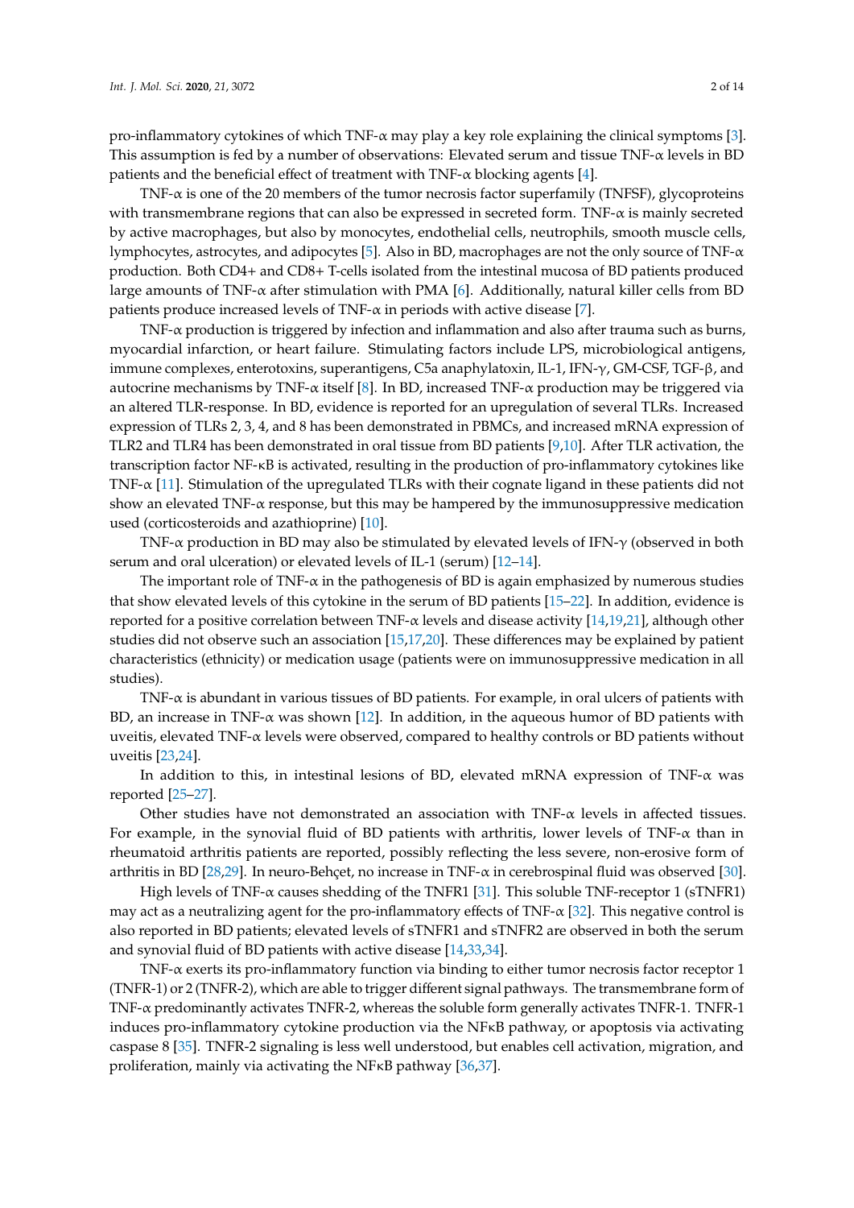pro-inflammatory cytokines of which TNF-α may play a key role explaining the clinical symptoms [3]. This assumption is fed by a number of observations: Elevated serum and tissue TNF-α levels in BD patients and the beneficial effect of treatment with TNF-α blocking agents [4].

TNF-α is one of the 20 members of the tumor necrosis factor superfamily (TNFSF), glycoproteins with transmembrane regions that can also be expressed in secreted form. TNF-α is mainly secreted by active macrophages, but also by monocytes, endothelial cells, neutrophils, smooth muscle cells, lymphocytes, astrocytes, and adipocytes [5]. Also in BD, macrophages are not the only source of TNF-α production. Both CD4+ and CD8+ T-cells isolated from the intestinal mucosa of BD patients produced large amounts of TNF-α after stimulation with PMA [6]. Additionally, natural killer cells from BD patients produce increased levels of TNF-α in periods with active disease [7].

TNF-α production is triggered by infection and inflammation and also after trauma such as burns, myocardial infarction, or heart failure. Stimulating factors include LPS, microbiological antigens, immune complexes, enterotoxins, superantigens, C5a anaphylatoxin, IL-1, IFN-γ, GM-CSF, TGF-β, and autocrine mechanisms by TNF-α itself [8]. In BD, increased TNF-α production may be triggered via an altered TLR-response. In BD, evidence is reported for an upregulation of several TLRs. Increased expression of TLRs 2, 3, 4, and 8 has been demonstrated in PBMCs, and increased mRNA expression of TLR2 and TLR4 has been demonstrated in oral tissue from BD patients [9,10]. After TLR activation, the transcription factor NF-κB is activated, resulting in the production of pro-inflammatory cytokines like TNF-α [11]. Stimulation of the upregulated TLRs with their cognate ligand in these patients did not show an elevated TNF-α response, but this may be hampered by the immunosuppressive medication used (corticosteroids and azathioprine) [10].

TNF-α production in BD may also be stimulated by elevated levels of IFN-γ (observed in both serum and oral ulceration) or elevated levels of IL-1 (serum) [12–14].

The important role of TNF-α in the pathogenesis of BD is again emphasized by numerous studies that show elevated levels of this cytokine in the serum of BD patients [15–22]. In addition, evidence is reported for a positive correlation between TNF-α levels and disease activity [14,19,21], although other studies did not observe such an association [15,17,20]. These differences may be explained by patient characteristics (ethnicity) or medication usage (patients were on immunosuppressive medication in all studies).

TNF-α is abundant in various tissues of BD patients. For example, in oral ulcers of patients with BD, an increase in TNF-α was shown [12]. In addition, in the aqueous humor of BD patients with uveitis, elevated TNF-α levels were observed, compared to healthy controls or BD patients without uveitis [23,24].

In addition to this, in intestinal lesions of BD, elevated mRNA expression of TNF-α was reported [25–27].

Other studies have not demonstrated an association with TNF-α levels in affected tissues. For example, in the synovial fluid of BD patients with arthritis, lower levels of TNF-α than in rheumatoid arthritis patients are reported, possibly reflecting the less severe, non-erosive form of arthritis in BD [28,29]. In neuro-Behçet, no increase in TNF-α in cerebrospinal fluid was observed [30].

High levels of TNF-α causes shedding of the TNFR1 [31]. This soluble TNF-receptor 1 (sTNFR1) may act as a neutralizing agent for the pro-inflammatory effects of TNF-α [32]. This negative control is also reported in BD patients; elevated levels of sTNFR1 and sTNFR2 are observed in both the serum and synovial fluid of BD patients with active disease [14,33,34].

TNF-α exerts its pro-inflammatory function via binding to either tumor necrosis factor receptor 1 (TNFR-1) or 2 (TNFR-2), which are able to trigger different signal pathways. The transmembrane form of TNF-α predominantly activates TNFR-2, whereas the soluble form generally activates TNFR-1. TNFR-1 induces pro-inflammatory cytokine production via the NFκB pathway, or apoptosis via activating caspase 8 [35]. TNFR-2 signaling is less well understood, but enables cell activation, migration, and proliferation, mainly via activating the NFκB pathway [36,37].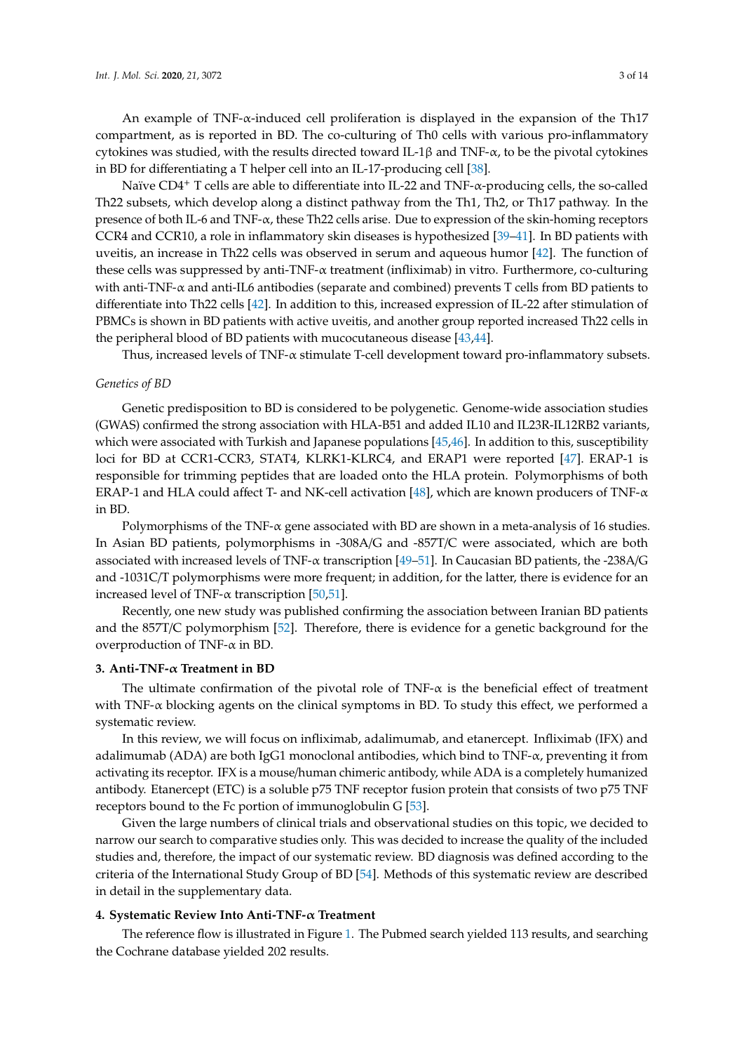An example of TNF-α-induced cell proliferation is displayed in the expansion of the Th17 compartment, as is reported in BD. The co-culturing of Th0 cells with various pro-inflammatory cytokines was studied, with the results directed toward IL-1β and TNF-α, to be the pivotal cytokines in BD for differentiating a T helper cell into an IL-17-producing cell [38].

Naïve $CD4^+$ T cells are able to differentiate into IL-22 and TNF-α-producing cells, the so-called Th22 subsets, which develop along a distinct pathway from the Th1, Th2, or Th17 pathway. In the presence of both IL-6 and TNF-α, these Th22 cells arise. Due to expression of the skin-homing receptors CCR4 and CCR10, a role in inflammatory skin diseases is hypothesized [39–41]. In BD patients with uveitis, an increase in Th22 cells was observed in serum and aqueous humor [42]. The function of these cells was suppressed by anti-TNF-α treatment (infliximab) in vitro. Furthermore, co-culturing with anti-TNF-α and anti-IL6 antibodies (separate and combined) prevents T cells from BD patients to differentiate into Th22 cells [42]. In addition to this, increased expression of IL-22 after stimulation of PBMCs is shown in BD patients with active uveitis, and another group reported increased Th22 cells in the peripheral blood of BD patients with mucocutaneous disease [43,44].

Thus, increased levels of TNF-α stimulate T-cell development toward pro-inflammatory subsets.

*Genetics of BD*

Genetic predisposition to BD is considered to be polygenetic. Genome-wide association studies (GWAS) confirmed the strong association with HLA-B51 and added IL10 and IL23R-IL12RB2 variants, which were associated with Turkish and Japanese populations [45,46]. In addition to this, susceptibility loci for BD at CCR1-CCR3, STAT4, KLRK1-KLRC4, and ERAP1 were reported [47]. ERAP-1 is responsible for trimming peptides that are loaded onto the HLA protein. Polymorphisms of both ERAP-1 and HLA could affect T- and NK-cell activation [48], which are known producers of TNF-α in BD.

Polymorphisms of the TNF-α gene associated with BD are shown in a meta-analysis of 16 studies. In Asian BD patients, polymorphisms in -308A/G and -857T/C were associated, which are both associated with increased levels of TNF-α transcription [49–51]. In Caucasian BD patients, the -238A/G and -1031C/T polymorphisms were more frequent; in addition, for the latter, there is evidence for an increased level of TNF-α transcription [50,51].

Recently, one new study was published confirming the association between Iranian BD patients and the 857T/C polymorphism [52]. Therefore, there is evidence for a genetic background for the overproduction of TNF-α in BD.

## 3. Anti-TNF-α Treatment in BD

The ultimate confirmation of the pivotal role of TNF-α is the beneficial effect of treatment with TNF-α blocking agents on the clinical symptoms in BD. To study this effect, we performed a systematic review.

In this review, we will focus on infliximab, adalimumab, and etanercept. Infliximab (IFX) and adalimumab (ADA) are both IgG1 monoclonal antibodies, which bind to TNF-α, preventing it from activating its receptor. IFX is a mouse/human chimeric antibody, while ADA is a completely humanized antibody. Etanercept (ETC) is a soluble p75 TNF receptor fusion protein that consists of two p75 TNF receptors bound to the Fc portion of immunoglobulin G [53].

Given the large numbers of clinical trials and observational studies on this topic, we decided to narrow our search to comparative studies only. This was decided to increase the quality of the included studies and, therefore, the impact of our systematic review. BD diagnosis was defined according to the criteria of the International Study Group of BD [54]. Methods of this systematic review are described in detail in the supplementary data.

## 4. Systematic Review Into Anti-TNF-α Treatment

The reference flow is illustrated in Figure 1. The Pubmed search yielded 113 results, and searching the Cochrane database yielded 202 results.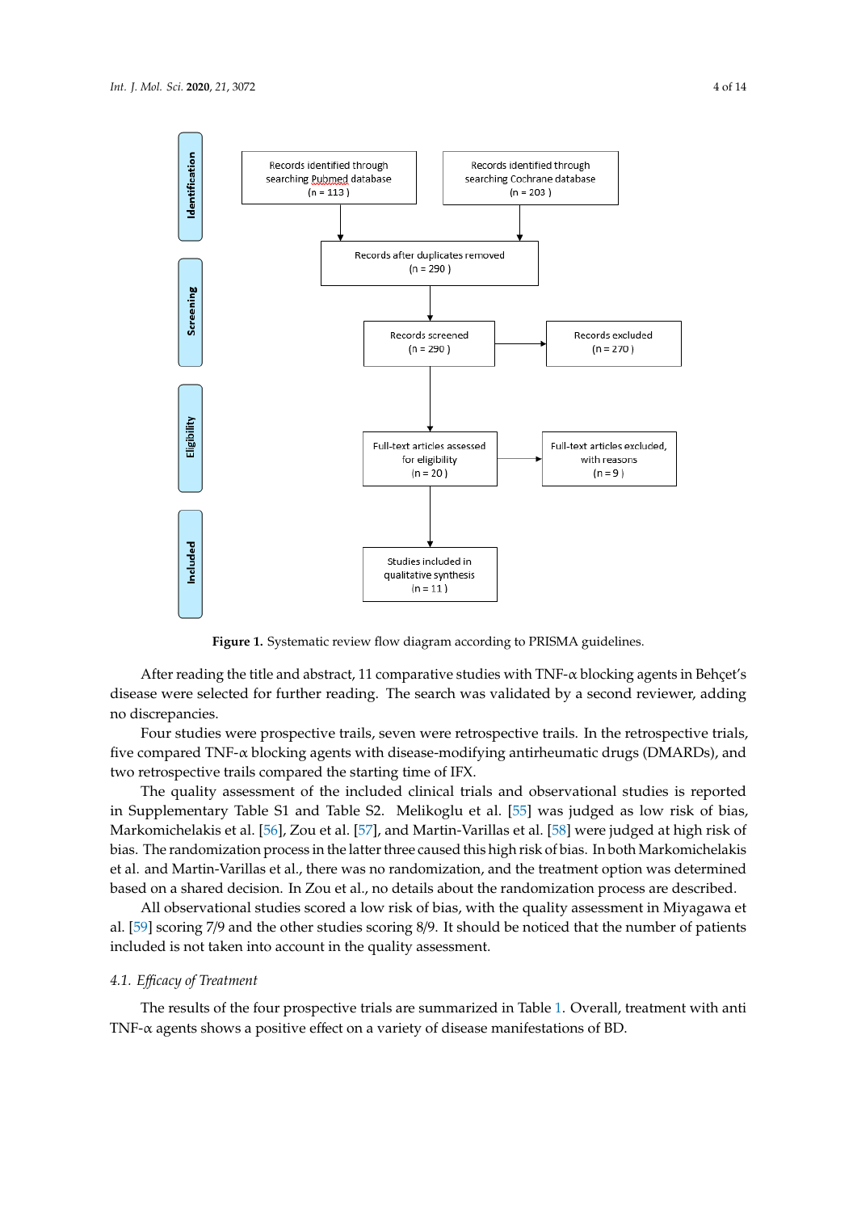**Identification**

- Records identified through searching Pubmed database (n = 113)
- Records identified through searching Cochrane database (n = 203)

**Screening**

- Records after duplicates removed (n = 290)
- Records screened (n = 290)
- Records excluded (n = 270)

**Eligibility**

- Full-text articles assessed for eligibility (n = 20)
- Full-text articles excluded, with reasons (n = 9)

**Included**

- Studies included in qualitative synthesis (n = 11)

**Figure 1.** Systematic review flow diagram according to PRISMA guidelines.

After reading the title and abstract, 11 comparative studies with TNF-α blocking agents in Behçet's disease were selected for further reading. The search was validated by a second reviewer, adding no discrepancies.

Four studies were prospective trails, seven were retrospective trails. In the retrospective trials, five compared TNF-α blocking agents with disease-modifying antirheumatic drugs (DMARDs), and two retrospective trails compared the starting time of IFX.

The quality assessment of the included clinical trials and observational studies is reported in Supplementary Table S1 and Table S2. Melikoglu et al. [55] was judged as low risk of bias, Markomichelakis et al. [56], Zou et al. [57], and Martin-Varillas et al. [58] were judged at high risk of bias. The randomization process in the latter three caused this high risk of bias. In both Markomichelakis et al. and Martin-Varillas et al., there was no randomization, and the treatment option was determined based on a shared decision. In Zou et al., no details about the randomization process are described.

All observational studies scored a low risk of bias, with the quality assessment in Miyagawa et al. [59] scoring 7/9 and the other studies scoring 8/9. It should be noticed that the number of patients included is not taken into account in the quality assessment.

### 4.1. *Efficacy of Treatment*

The results of the four prospective trials are summarized in Table 1. Overall, treatment with anti TNF-α agents shows a positive effect on a variety of disease manifestations of BD.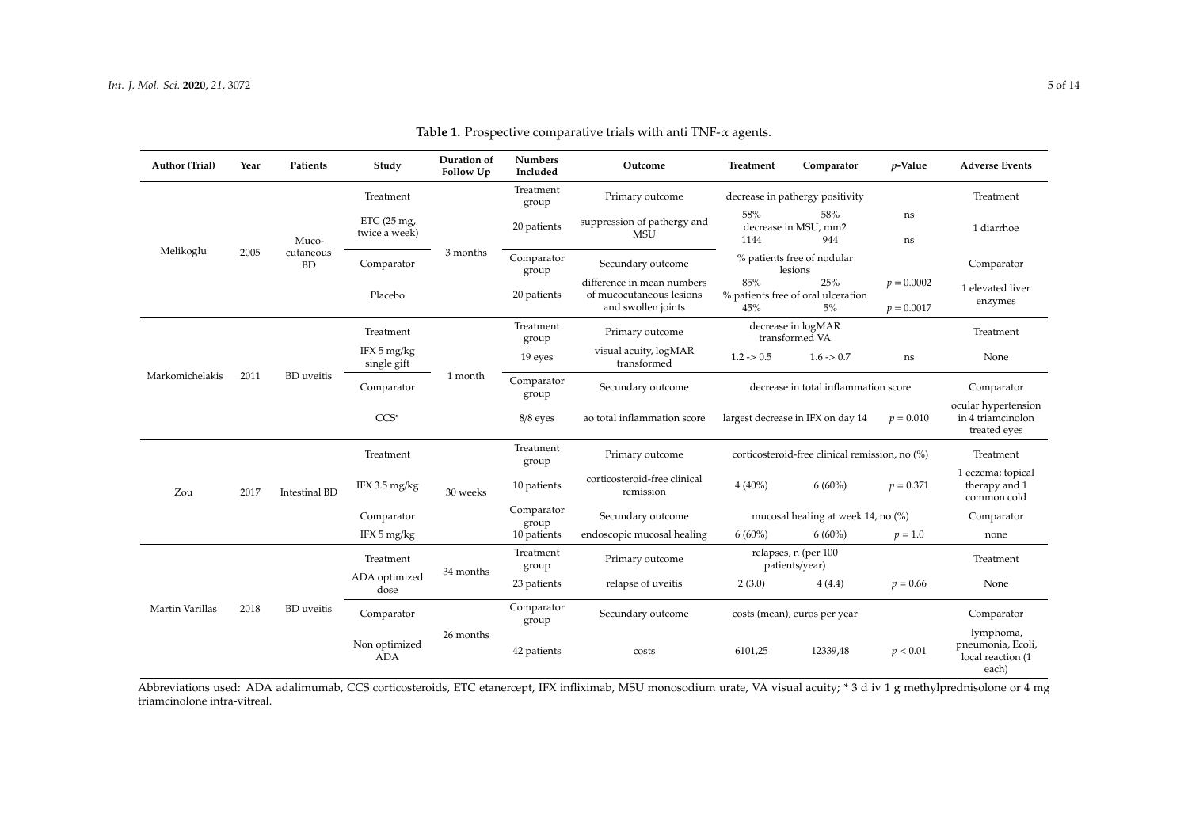**Table 1.** Prospective comparative trials with anti TNF-α agents.

| Author (Trial) | Year | Patients | Study | Duration of Follow Up | Numbers Included | Outcome | Treatment | Comparator | *p*-Value | Adverse Events |
|---|---|---|---|---|---|---|---|---|---|---|
| Melikoglu | 2005 | Muco-cutaneous BD | Treatment | 3 months | Treatment group | Primary outcome | decrease in pathergy positivity | | | Treatment |
| | | | ETC (25 mg, twice a week) | | 20 patients | suppression of pathergy and MSU | 58% | 58% | ns | 1 diarrhoe |
| | | | | | | | decrease in MSU, mm2 | | | |
| | | | | | | | 1144 | 944 | ns | |
| | | | Comparator | | Comparator group | Secundary outcome | % patients free of nodular lesions | | | Comparator |
| | | | Placebo | | 20 patients | difference in mean numbers of mucocutaneous lesions and swollen joints | 85% | 25% | $p = 0.0002$ | 1 elevated liver enzymes |
| | | | | | | | % patients free of oral ulceration | | | |
| | | | | | | | 45% | 5% | $p = 0.0017$ | |
| Markomichelakis | 2011 | BD uveitis | Treatment | 1 month | Treatment group | Primary outcome | decrease in logMAR transformed VA | | | Treatment |
| | | | IFX 5 mg/kg single gift | | 19 eyes | visual acuity, logMAR transformed | 1.2 -> 0.5 | 1.6 -> 0.7 | ns | None |
| | | | Comparator | | Comparator group | Secundary outcome | decrease in total inflammation score | | | Comparator |
| | | | CCS* | | 8/8 eyes | ao total inflammation score | largest decrease in IFX on day 14 | | $p = 0.010$ | ocular hypertension in 4 triamcinolon treated eyes |
| Zou | 2017 | Intestinal BD | Treatment | 30 weeks | Treatment group | Primary outcome | corticosteroid-free clinical remission, no (%) | | | Treatment |
| | | | IFX 3.5 mg/kg | | 10 patients | corticosteroid-free clinical remission | 4 (40%) | 6 (60%) | $p = 0.371$ | 1 eczema; topical therapy and 1 common cold |
| | | | Comparator | | Comparator group | Secundary outcome | mucosal healing at week 14, no (%) | | | Comparator |
| | | | IFX 5 mg/kg | | 10 patients | endoscopic mucosal healing | 6 (60%) | 6 (60%) | $p = 1.0$ | none |
| Martin Varillas | 2018 | BD uveitis | Treatment | 34 months | Treatment group | Primary outcome | relapses, n (per 100 patients/year) | | | Treatment |
| | | | ADA optimized dose | | 23 patients | relapse of uveitis | 2 (3.0) | 4 (4.4) | $p = 0.66$ | None |
| | | | Comparator | 26 months | Comparator group | Secundary outcome | costs (mean), euros per year | | | Comparator |
| | | | Non optimized ADA | | 42 patients | costs | 6101,25 | 12339,48 | $p < 0.01$ | lymphoma, pneumonia, Ecoli, local reaction (1 each) |

Abbreviations used: ADA adalimumab, CCS corticosteroids, ETC etanercept, IFX infliximab, MSU monosodium urate, VA visual acuity; * 3 d iv 1 g methylprednisolone or 4 mg triamcinolone intra-vitreal.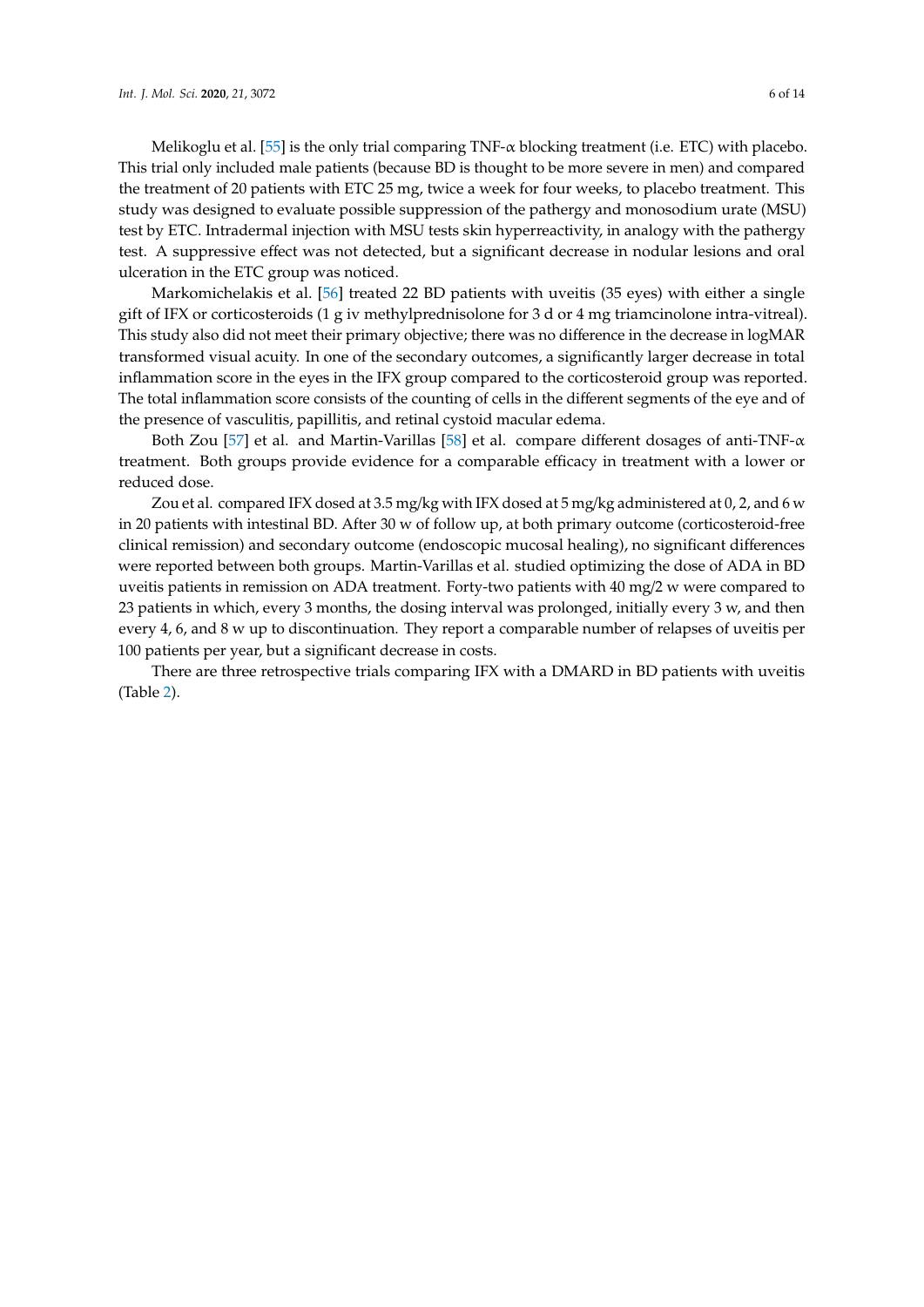Melikoglu et al. [55] is the only trial comparing TNF-α blocking treatment (i.e. ETC) with placebo. This trial only included male patients (because BD is thought to be more severe in men) and compared the treatment of 20 patients with ETC 25 mg, twice a week for four weeks, to placebo treatment. This study was designed to evaluate possible suppression of the pathergy and monosodium urate (MSU) test by ETC. Intradermal injection with MSU tests skin hyperreactivity, in analogy with the pathergy test. A suppressive effect was not detected, but a significant decrease in nodular lesions and oral ulceration in the ETC group was noticed.

Markomichelakis et al. [56] treated 22 BD patients with uveitis (35 eyes) with either a single gift of IFX or corticosteroids (1 g iv methylprednisolone for 3 d or 4 mg triamcinolone intra-vitreal). This study also did not meet their primary objective; there was no difference in the decrease in logMAR transformed visual acuity. In one of the secondary outcomes, a significantly larger decrease in total inflammation score in the eyes in the IFX group compared to the corticosteroid group was reported. The total inflammation score consists of the counting of cells in the different segments of the eye and of the presence of vasculitis, papillitis, and retinal cystoid macular edema.

Both Zou [57] et al. and Martin-Varillas [58] et al. compare different dosages of anti-TNF-α treatment. Both groups provide evidence for a comparable efficacy in treatment with a lower or reduced dose.

Zou et al. compared IFX dosed at 3.5 mg/kg with IFX dosed at 5 mg/kg administered at 0, 2, and 6 w in 20 patients with intestinal BD. After 30 w of follow up, at both primary outcome (corticosteroid-free clinical remission) and secondary outcome (endoscopic mucosal healing), no significant differences were reported between both groups. Martin-Varillas et al. studied optimizing the dose of ADA in BD uveitis patients in remission on ADA treatment. Forty-two patients with 40 mg/2 w were compared to 23 patients in which, every 3 months, the dosing interval was prolonged, initially every 3 w, and then every 4, 6, and 8 w up to discontinuation. They report a comparable number of relapses of uveitis per 100 patients per year, but a significant decrease in costs.

There are three retrospective trials comparing IFX with a DMARD in BD patients with uveitis (Table 2).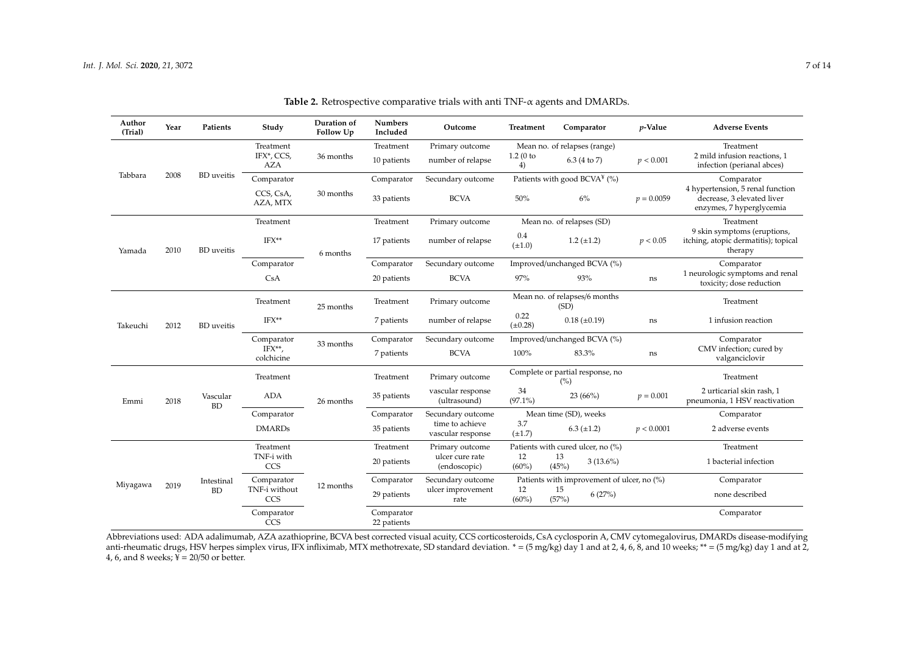**Table 2.** Retrospective comparative trials with anti TNF-α agents and DMARDs.

| Author (Trial) | Year | Patients | Study | Duration of Follow Up | Numbers Included | Outcome | Treatment | Comparator | *p*-Value | Adverse Events |
|---|---|---|---|---|---|---|---|---|---|---|
| Tabbara | 2008 | BD uveitis | Treatment | 36 months | Treatment | Primary outcome | Mean no. of relapses (range) | | | Treatment |
| | | | IFX*, CCS, AZA | | 10 patients | number of relapse | 1.2 (0 to 4) | 6.3 (4 to 7) | $p < 0.001$ | 2 mild infusion reactions, 1 infection (perianal abces) |
| | | | Comparator | 30 months | Comparator | Secundary outcome | Patients with good BCVA[¥] (%) | | | Comparator |
| | | | CCS, CsA, AZA, MTX | | 33 patients | BCVA | 50% | 6% | $p = 0.0059$ | 4 hypertension, 5 renal function decrease, 3 elevated liver enzymes, 7 hyperglycemia |
| Yamada | 2010 | BD uveitis | Treatment | 6 months | Treatment | Primary outcome | Mean no. of relapses (SD) | | | Treatment |
| | | | IFX** | | 17 patients | number of relapse | 0.4 (±1.0) | 1.2 (±1.2) | $p < 0.05$ | 9 skin symptoms (eruptions, itching, atopic dermatitis); topical therapy |
| | | | Comparator | | Comparator | Secundary outcome | Improved/unchanged BCVA (%) | | | Comparator |
| | | | CsA | | 20 patients | BCVA | 97% | 93% | ns | 1 neurologic symptoms and renal toxicity; dose reduction |
| Takeuchi | 2012 | BD uveitis | Treatment | 25 months | Treatment | Primary outcome | Mean no. of relapses/6 months (SD) | | | Treatment |
| | | | IFX** | | 7 patients | number of relapse | 0.22 (±0.28) | 0.18 (±0.19) | ns | 1 infusion reaction |
| | | | Comparator | 33 months | Comparator | Secundary outcome | Improved/unchanged BCVA (%) | | | Comparator |
| | | | IFX**, colchicine | | 7 patients | BCVA | 100% | 83.3% | ns | CMV infection; cured by valganciclovir |
| Emmi | 2018 | Vascular BD | Treatment | 26 months | Treatment | Primary outcome | Complete or partial response, no (%) | | | Treatment |
| | | | ADA | | 35 patients | vascular response (ultrasound) | 34 (97.1%) | 23 (66%) | $p = 0.001$ | 2 urticarial skin rash, 1 pneumonia, 1 HSV reactivation |
| | | | Comparator | | Comparator | Secundary outcome | Mean time (SD), weeks | | | Comparator |
| | | | DMARDs | | 35 patients | time to achieve vascular response | 3.7 (±1.7) | 6.3 (±1.2) | $p < 0.0001$ | 2 adverse events |
| Miyagawa | 2019 | Intestinal BD | Treatment | 12 months | Treatment | Primary outcome | Patients with cured ulcer, no (%) | | | Treatment |
| | | | TNF-i with CCS | | 20 patients | ulcer cure rate (endoscopic) | 12 (60%) / 13 (45%) | 3 (13.6%) | | 1 bacterial infection |
| | | | Comparator | | Comparator | Secundary outcome | Patients with improvement of ulcer, no (%) | | | Comparator |
| | | | TNF-i without CCS | | 29 patients | ulcer improvement rate | 12 (60%) / 15 (57%) | 6 (27%) | | none described |
| | | | Comparator CCS | | Comparator 22 patients | | | | | Comparator |

Abbreviations used: ADA adalimumab, AZA azathioprine, BCVA best corrected visual acuity, CCS corticosteroids, CsA cyclosporin A, CMV cytomegalovirus, DMARDs disease-modifying anti-rheumatic drugs, HSV herpes simplex virus, IFX infliximab, MTX methotrexate, SD standard deviation. * = (5 mg/kg) day 1 and at 2, 4, 6, 8, and 10 weeks; ** = (5 mg/kg) day 1 and at 2, 4, 6, and 8 weeks; ¥ = 20/50 or better.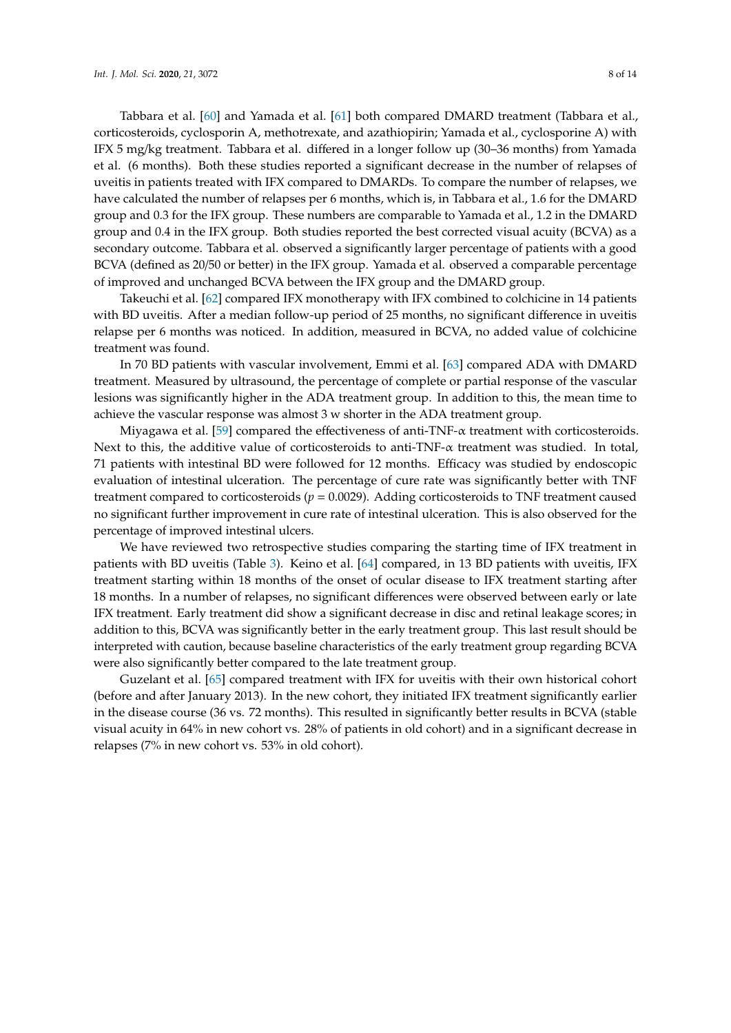Tabbara et al. [60] and Yamada et al. [61] both compared DMARD treatment (Tabbara et al., corticosteroids, cyclosporin A, methotrexate, and azathiopirin; Yamada et al., cyclosporine A) with IFX 5 mg/kg treatment. Tabbara et al. differed in a longer follow up (30–36 months) from Yamada et al. (6 months). Both these studies reported a significant decrease in the number of relapses of uveitis in patients treated with IFX compared to DMARDs. To compare the number of relapses, we have calculated the number of relapses per 6 months, which is, in Tabbara et al., 1.6 for the DMARD group and 0.3 for the IFX group. These numbers are comparable to Yamada et al., 1.2 in the DMARD group and 0.4 in the IFX group. Both studies reported the best corrected visual acuity (BCVA) as a secondary outcome. Tabbara et al. observed a significantly larger percentage of patients with a good BCVA (defined as 20/50 or better) in the IFX group. Yamada et al. observed a comparable percentage of improved and unchanged BCVA between the IFX group and the DMARD group.

Takeuchi et al. [62] compared IFX monotherapy with IFX combined to colchicine in 14 patients with BD uveitis. After a median follow-up period of 25 months, no significant difference in uveitis relapse per 6 months was noticed. In addition, measured in BCVA, no added value of colchicine treatment was found.

In 70 BD patients with vascular involvement, Emmi et al. [63] compared ADA with DMARD treatment. Measured by ultrasound, the percentage of complete or partial response of the vascular lesions was significantly higher in the ADA treatment group. In addition to this, the mean time to achieve the vascular response was almost 3 w shorter in the ADA treatment group.

Miyagawa et al. [59] compared the effectiveness of anti-TNF-$\alpha$ treatment with corticosteroids. Next to this, the additive value of corticosteroids to anti-TNF-$\alpha$ treatment was studied. In total, 71 patients with intestinal BD were followed for 12 months. Efficacy was studied by endoscopic evaluation of intestinal ulceration. The percentage of cure rate was significantly better with TNF treatment compared to corticosteroids ($p = 0.0029$). Adding corticosteroids to TNF treatment caused no significant further improvement in cure rate of intestinal ulceration. This is also observed for the percentage of improved intestinal ulcers.

We have reviewed two retrospective studies comparing the starting time of IFX treatment in patients with BD uveitis (Table 3). Keino et al. [64] compared, in 13 BD patients with uveitis, IFX treatment starting within 18 months of the onset of ocular disease to IFX treatment starting after 18 months. In a number of relapses, no significant differences were observed between early or late IFX treatment. Early treatment did show a significant decrease in disc and retinal leakage scores; in addition to this, BCVA was significantly better in the early treatment group. This last result should be interpreted with caution, because baseline characteristics of the early treatment group regarding BCVA were also significantly better compared to the late treatment group.

Guzelant et al. [65] compared treatment with IFX for uveitis with their own historical cohort (before and after January 2013). In the new cohort, they initiated IFX treatment significantly earlier in the disease course (36 vs. 72 months). This resulted in significantly better results in BCVA (stable visual acuity in 64% in new cohort vs. 28% of patients in old cohort) and in a significant decrease in relapses (7% in new cohort vs. 53% in old cohort).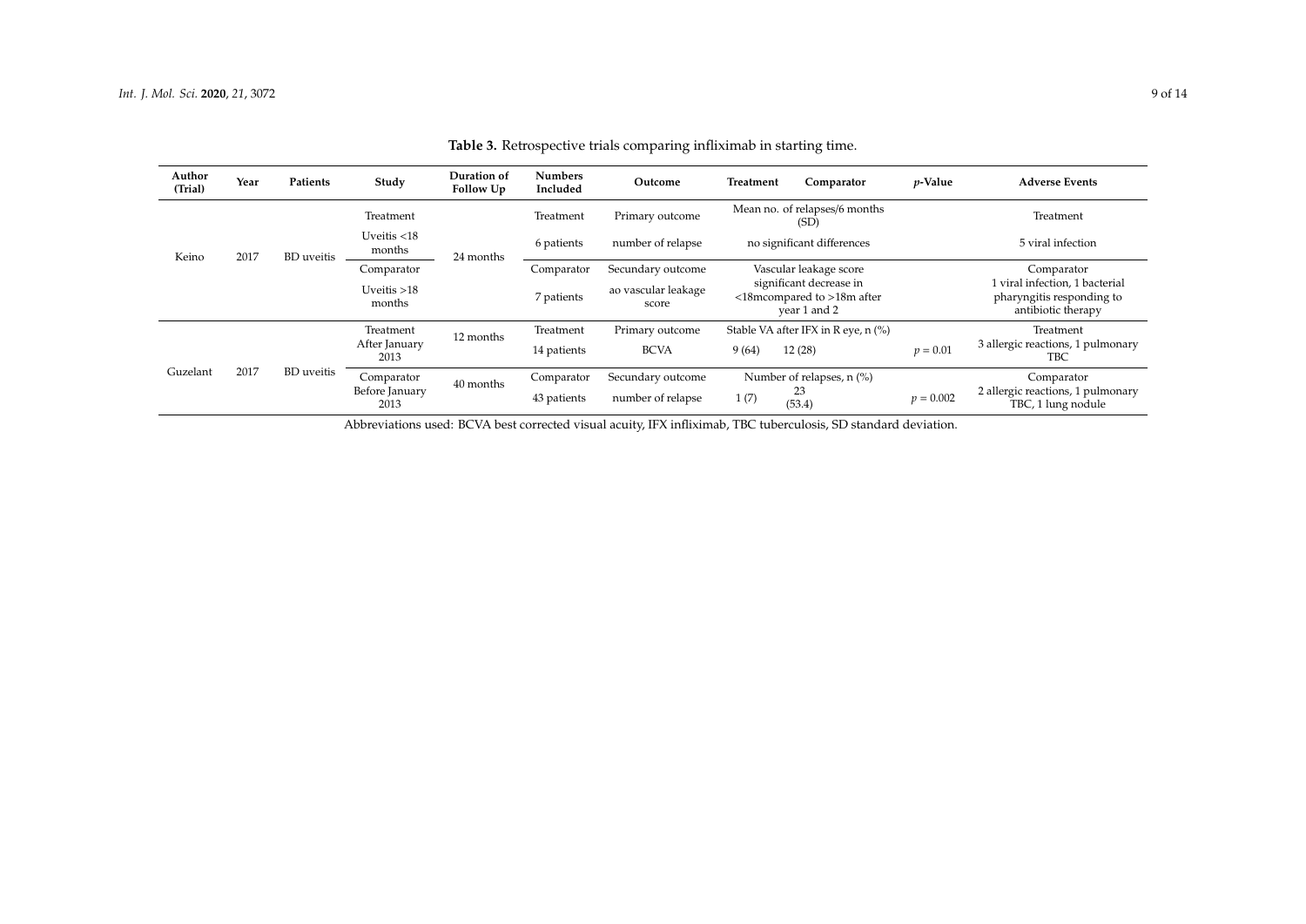**Table 3.** Retrospective trials comparing infliximab in starting time.

| Author (Trial) | Year | Patients | Study | Duration of Follow Up | Numbers Included | Outcome | Treatment | Comparator | *p*-Value | Adverse Events |
|---|---|---|---|---|---|---|---|---|---|---|
| Keino | 2017 | BD uveitis | Treatment | 24 months | Treatment | Primary outcome | Mean no. of relapses/6 months (SD) | | | Treatment |
| | | | Uveitis <18 months | | 6 patients | number of relapse | no significant differences | | | 5 viral infection |
| | | | Comparator | | Comparator | Secundary outcome | Vascular leakage score | | | Comparator |
| | | | Uveitis >18 months | | 7 patients | ao vascular leakage score | significant decrease in <18mcompared to >18m after year 1 and 2 | | | 1 viral infection, 1 bacterial pharyngitis responding to antibiotic therapy |
| Guzelant | 2017 | BD uveitis | Treatment | 12 months | Treatment | Primary outcome | Stable VA after IFX in R eye, n (%) | | | Treatment |
| | | | After January 2013 | | 14 patients | BCVA | 9 (64) | 12 (28) | $p = 0.01$ | 3 allergic reactions, 1 pulmonary TBC |
| | | | Comparator | 40 months | Comparator | Secundary outcome | Number of relapses, n (%) | | | Comparator |
| | | | Before January 2013 | | 43 patients | number of relapse | 1 (7) | 23 (53.4) | $p = 0.002$ | 2 allergic reactions, 1 pulmonary TBC, 1 lung nodule |

Abbreviations used: BCVA best corrected visual acuity, IFX infliximab, TBC tuberculosis, SD standard deviation.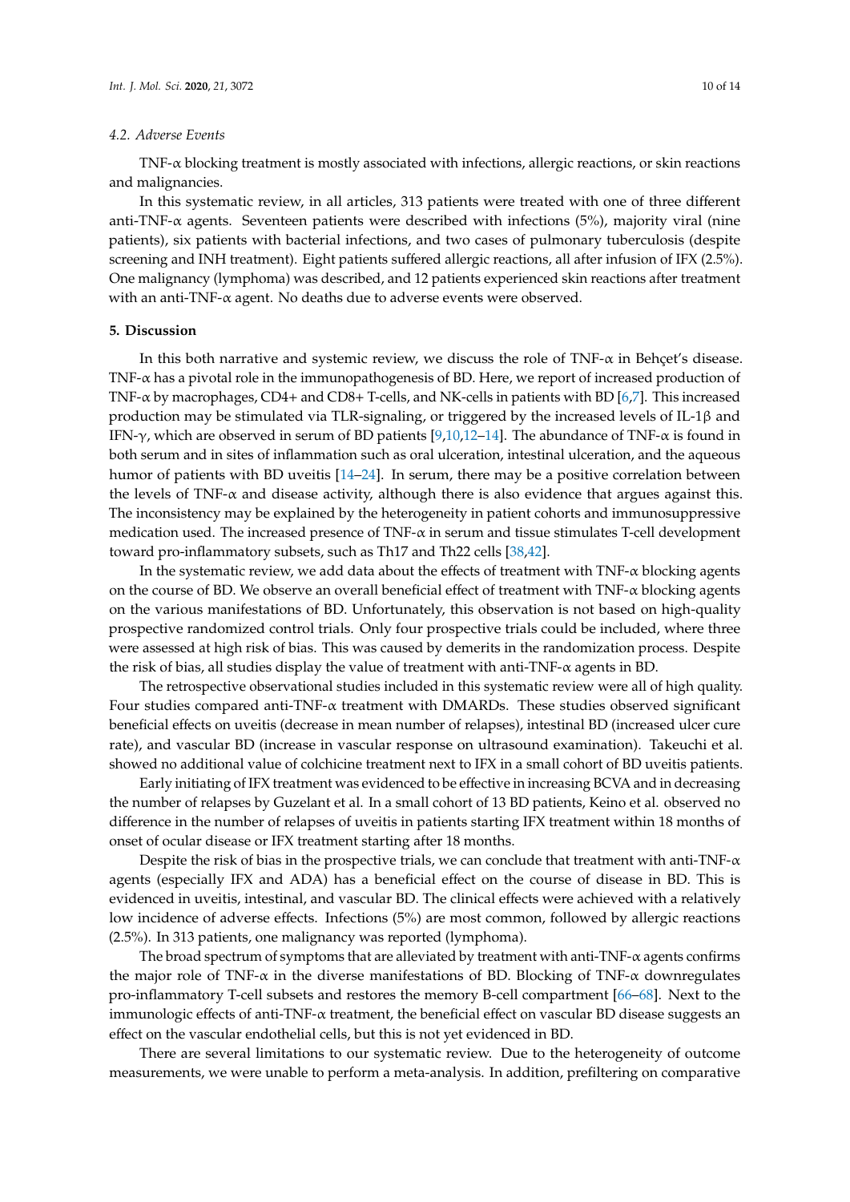### 4.2. Adverse Events

TNF-α blocking treatment is mostly associated with infections, allergic reactions, or skin reactions and malignancies.

In this systematic review, in all articles, 313 patients were treated with one of three different anti-TNF-α agents. Seventeen patients were described with infections (5%), majority viral (nine patients), six patients with bacterial infections, and two cases of pulmonary tuberculosis (despite screening and INH treatment). Eight patients suffered allergic reactions, all after infusion of IFX (2.5%). One malignancy (lymphoma) was described, and 12 patients experienced skin reactions after treatment with an anti-TNF-α agent. No deaths due to adverse events were observed.

## 5. Discussion

In this both narrative and systemic review, we discuss the role of TNF-α in Behçet's disease. TNF-α has a pivotal role in the immunopathogenesis of BD. Here, we report of increased production of TNF-α by macrophages, CD4+ and CD8+ T-cells, and NK-cells in patients with BD [6,7]. This increased production may be stimulated via TLR-signaling, or triggered by the increased levels of IL-1β and IFN-γ, which are observed in serum of BD patients [9,10,12–14]. The abundance of TNF-α is found in both serum and in sites of inflammation such as oral ulceration, intestinal ulceration, and the aqueous humor of patients with BD uveitis [14–24]. In serum, there may be a positive correlation between the levels of TNF-α and disease activity, although there is also evidence that argues against this. The inconsistency may be explained by the heterogeneity in patient cohorts and immunosuppressive medication used. The increased presence of TNF-α in serum and tissue stimulates T-cell development toward pro-inflammatory subsets, such as Th17 and Th22 cells [38,42].

In the systematic review, we add data about the effects of treatment with TNF-α blocking agents on the course of BD. We observe an overall beneficial effect of treatment with TNF-α blocking agents on the various manifestations of BD. Unfortunately, this observation is not based on high-quality prospective randomized control trials. Only four prospective trials could be included, where three were assessed at high risk of bias. This was caused by demerits in the randomization process. Despite the risk of bias, all studies display the value of treatment with anti-TNF-α agents in BD.

The retrospective observational studies included in this systematic review were all of high quality. Four studies compared anti-TNF-α treatment with DMARDs. These studies observed significant beneficial effects on uveitis (decrease in mean number of relapses), intestinal BD (increased ulcer cure rate), and vascular BD (increase in vascular response on ultrasound examination). Takeuchi et al. showed no additional value of colchicine treatment next to IFX in a small cohort of BD uveitis patients.

Early initiating of IFX treatment was evidenced to be effective in increasing BCVA and in decreasing the number of relapses by Guzelant et al. In a small cohort of 13 BD patients, Keino et al. observed no difference in the number of relapses of uveitis in patients starting IFX treatment within 18 months of onset of ocular disease or IFX treatment starting after 18 months.

Despite the risk of bias in the prospective trials, we can conclude that treatment with anti-TNF-α agents (especially IFX and ADA) has a beneficial effect on the course of disease in BD. This is evidenced in uveitis, intestinal, and vascular BD. The clinical effects were achieved with a relatively low incidence of adverse effects. Infections (5%) are most common, followed by allergic reactions (2.5%). In 313 patients, one malignancy was reported (lymphoma).

The broad spectrum of symptoms that are alleviated by treatment with anti-TNF-α agents confirms the major role of TNF-α in the diverse manifestations of BD. Blocking of TNF-α downregulates pro-inflammatory T-cell subsets and restores the memory B-cell compartment [66–68]. Next to the immunologic effects of anti-TNF-α treatment, the beneficial effect on vascular BD disease suggests an effect on the vascular endothelial cells, but this is not yet evidenced in BD.

There are several limitations to our systematic review. Due to the heterogeneity of outcome measurements, we were unable to perform a meta-analysis. In addition, prefiltering on comparative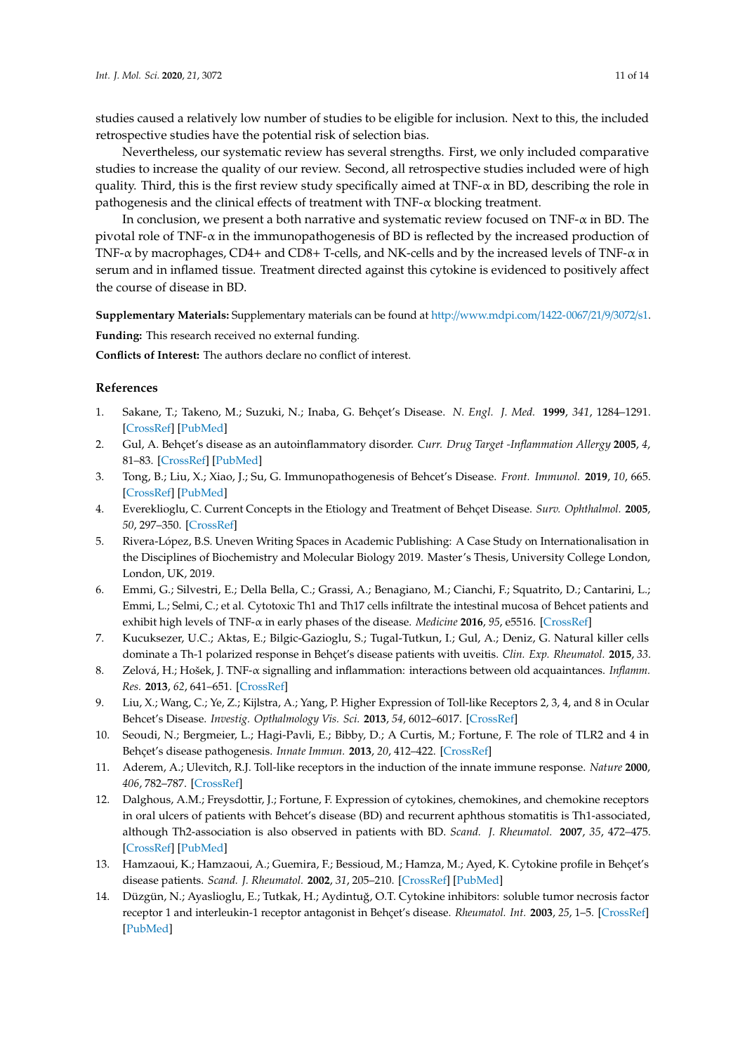studies caused a relatively low number of studies to be eligible for inclusion. Next to this, the included retrospective studies have the potential risk of selection bias.

Nevertheless, our systematic review has several strengths. First, we only included comparative studies to increase the quality of our review. Second, all retrospective studies included were of high quality. Third, this is the first review study specifically aimed at TNF-α in BD, describing the role in pathogenesis and the clinical effects of treatment with TNF-α blocking treatment.

In conclusion, we present a both narrative and systematic review focused on TNF-α in BD. The pivotal role of TNF-α in the immunopathogenesis of BD is reflected by the increased production of TNF-α by macrophages, CD4+ and CD8+ T-cells, and NK-cells and by the increased levels of TNF-α in serum and in inflamed tissue. Treatment directed against this cytokine is evidenced to positively affect the course of disease in BD.

**Supplementary Materials:** Supplementary materials can be found at http://www.mdpi.com/1422-0067/21/9/3072/s1.

**Funding:** This research received no external funding.

**Conflicts of Interest:** The authors declare no conflict of interest.

## References

1. Sakane, T.; Takeno, M.; Suzuki, N.; Inaba, G. Behçet's Disease. *N. Engl. J. Med.* **1999**, *341*, 1284–1291. [CrossRef] [PubMed]
2. Gul, A. Behçet's disease as an autoinflammatory disorder. *Curr. Drug Target -Inflammation Allergy* **2005**, *4*, 81–83. [CrossRef] [PubMed]
3. Tong, B.; Liu, X.; Xiao, J.; Su, G. Immunopathogenesis of Behcet's Disease. *Front. Immunol.* **2019**, *10*, 665. [CrossRef] [PubMed]
4. Evereklioglu, C. Current Concepts in the Etiology and Treatment of Behçet Disease. *Surv. Ophthalmol.* **2005**, *50*, 297–350. [CrossRef]
5. Rivera-López, B.S. Uneven Writing Spaces in Academic Publishing: A Case Study on Internationalisation in the Disciplines of Biochemistry and Molecular Biology 2019. Master's Thesis, University College London, London, UK, 2019.
6. Emmi, G.; Silvestri, E.; Della Bella, C.; Grassi, A.; Benagiano, M.; Cianchi, F.; Squatrito, D.; Cantarini, L.; Emmi, L.; Selmi, C.; et al. Cytotoxic Th1 and Th17 cells infiltrate the intestinal mucosa of Behcet patients and exhibit high levels of TNF-α in early phases of the disease. *Medicine* **2016**, *95*, e5516. [CrossRef]
7. Kucuksezer, U.C.; Aktas, E.; Bilgic-Gazioglu, S.; Tugal-Tutkun, I.; Gul, A.; Deniz, G. Natural killer cells dominate a Th-1 polarized response in Behçet's disease patients with uveitis. *Clin. Exp. Rheumatol.* **2015**, *33*.
8. Zelová, H.; Hošek, J. TNF-α signalling and inflammation: interactions between old acquaintances. *Inflamm. Res.* **2013**, *62*, 641–651. [CrossRef]
9. Liu, X.; Wang, C.; Ye, Z.; Kijlstra, A.; Yang, P. Higher Expression of Toll-like Receptors 2, 3, 4, and 8 in Ocular Behcet's Disease. *Investig. Opthalmology Vis. Sci.* **2013**, *54*, 6012–6017. [CrossRef]
10. Seoudi, N.; Bergmeier, L.; Hagi-Pavli, E.; Bibby, D.; A Curtis, M.; Fortune, F. The role of TLR2 and 4 in Behçet's disease pathogenesis. *Innate Immun.* **2013**, *20*, 412–422. [CrossRef]
11. Aderem, A.; Ulevitch, R.J. Toll-like receptors in the induction of the innate immune response. *Nature* **2000**, *406*, 782–787. [CrossRef]
12. Dalghous, A.M.; Freysdottir, J.; Fortune, F. Expression of cytokines, chemokines, and chemokine receptors in oral ulcers of patients with Behcet's disease (BD) and recurrent aphthous stomatitis is Th1-associated, although Th2-association is also observed in patients with BD. *Scand. J. Rheumatol.* **2007**, *35*, 472–475. [CrossRef] [PubMed]
13. Hamzaoui, K.; Hamzaoui, A.; Guemira, F.; Bessioud, M.; Hamza, M.; Ayed, K. Cytokine profile in Behçet's disease patients. *Scand. J. Rheumatol.* **2002**, *31*, 205–210. [CrossRef] [PubMed]
14. Düzgün, N.; Ayaslioglu, E.; Tutkak, H.; Aydintuğ, O.T. Cytokine inhibitors: soluble tumor necrosis factor receptor 1 and interleukin-1 receptor antagonist in Behçet's disease. *Rheumatol. Int.* **2003**, *25*, 1–5. [CrossRef] [PubMed]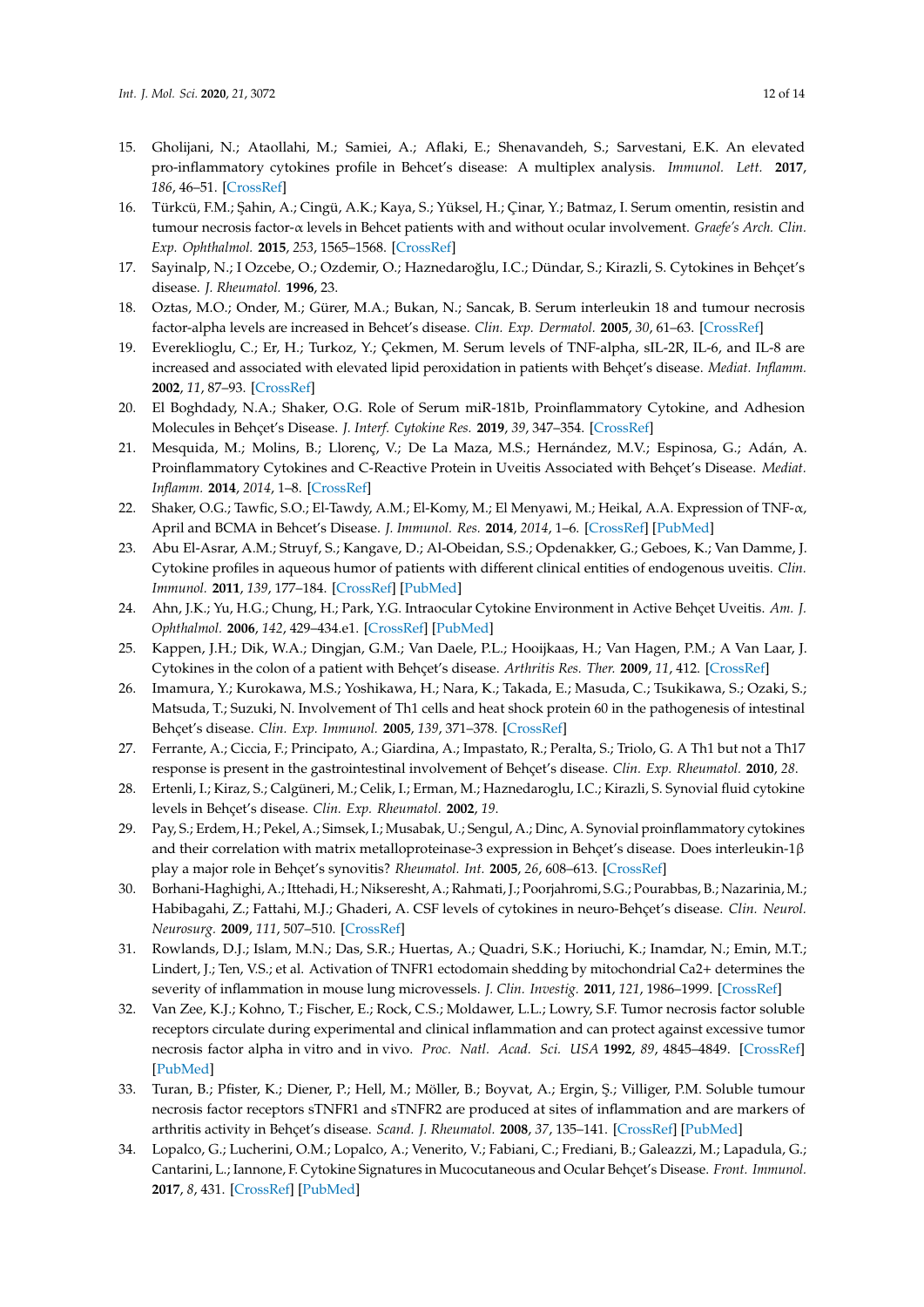15. Gholijani, N.; Ataollahi, M.; Samiei, A.; Aflaki, E.; Shenavandeh, S.; Sarvestani, E.K. An elevated pro-inflammatory cytokines profile in Behcet's disease: A multiplex analysis. *Immunol. Lett.* **2017**, *186*, 46–51. [CrossRef]
16. Türkcü, F.M.; Şahin, A.; Cingü, A.K.; Kaya, S.; Yüksel, H.; Çinar, Y.; Batmaz, I. Serum omentin, resistin and tumour necrosis factor-α levels in Behcet patients with and without ocular involvement. *Graefe's Arch. Clin. Exp. Ophthalmol.* **2015**, *253*, 1565–1568. [CrossRef]
17. Sayinalp, N.; I Ozcebe, O.; Ozdemir, O.; Haznedaroğlu, I.C.; Dündar, S.; Kirazli, S. Cytokines in Behçet's disease. *J. Rheumatol.* **1996**, 23.
18. Oztas, M.O.; Onder, M.; Gürer, M.A.; Bukan, N.; Sancak, B. Serum interleukin 18 and tumour necrosis factor-alpha levels are increased in Behcet's disease. *Clin. Exp. Dermatol.* **2005**, *30*, 61–63. [CrossRef]
19. Evereklioglu, C.; Er, H.; Turkoz, Y.; Çekmen, M. Serum levels of TNF-alpha, sIL-2R, IL-6, and IL-8 are increased and associated with elevated lipid peroxidation in patients with Behçet's disease. *Mediat. Inflamm.* **2002**, *11*, 87–93. [CrossRef]
20. El Boghdady, N.A.; Shaker, O.G. Role of Serum miR-181b, Proinflammatory Cytokine, and Adhesion Molecules in Behçet's Disease. *J. Interf. Cytokine Res.* **2019**, *39*, 347–354. [CrossRef]
21. Mesquida, M.; Molins, B.; Llorenç, V.; De La Maza, M.S.; Hernández, M.V.; Espinosa, G.; Adán, A. Proinflammatory Cytokines and C-Reactive Protein in Uveitis Associated with Behçet's Disease. *Mediat. Inflamm.* **2014**, *2014*, 1–8. [CrossRef]
22. Shaker, O.G.; Tawfic, S.O.; El-Tawdy, A.M.; El-Komy, M.; El Menyawi, M.; Heikal, A.A. Expression of TNF-α, April and BCMA in Behcet's Disease. *J. Immunol. Res.* **2014**, *2014*, 1–6. [CrossRef] [PubMed]
23. Abu El-Asrar, A.M.; Struyf, S.; Kangave, D.; Al-Obeidan, S.S.; Opdenakker, G.; Geboes, K.; Van Damme, J. Cytokine profiles in aqueous humor of patients with different clinical entities of endogenous uveitis. *Clin. Immunol.* **2011**, *139*, 177–184. [CrossRef] [PubMed]
24. Ahn, J.K.; Yu, H.G.; Chung, H.; Park, Y.G. Intraocular Cytokine Environment in Active Behçet Uveitis. *Am. J. Ophthalmol.* **2006**, *142*, 429–434.e1. [CrossRef] [PubMed]
25. Kappen, J.H.; Dik, W.A.; Dingjan, G.M.; Van Daele, P.L.; Hooijkaas, H.; Van Hagen, P.M.; A Van Laar, J. Cytokines in the colon of a patient with Behçet's disease. *Arthritis Res. Ther.* **2009**, *11*, 412. [CrossRef]
26. Imamura, Y.; Kurokawa, M.S.; Yoshikawa, H.; Nara, K.; Takada, E.; Masuda, C.; Tsukikawa, S.; Ozaki, S.; Matsuda, T.; Suzuki, N. Involvement of Th1 cells and heat shock protein 60 in the pathogenesis of intestinal Behçet's disease. *Clin. Exp. Immunol.* **2005**, *139*, 371–378. [CrossRef]
27. Ferrante, A.; Ciccia, F.; Principato, A.; Giardina, A.; Impastato, R.; Peralta, S.; Triolo, G. A Th1 but not a Th17 response is present in the gastrointestinal involvement of Behçet's disease. *Clin. Exp. Rheumatol.* **2010**, *28*.
28. Ertenli, I.; Kiraz, S.; Calgüneri, M.; Celik, I.; Erman, M.; Haznedaroglu, I.C.; Kirazli, S. Synovial fluid cytokine levels in Behçet's disease. *Clin. Exp. Rheumatol.* **2002**, *19*.
29. Pay, S.; Erdem, H.; Pekel, A.; Simsek, I.; Musabak, U.; Sengul, A.; Dinc, A. Synovial proinflammatory cytokines and their correlation with matrix metalloproteinase-3 expression in Behçet's disease. Does interleukin-1β play a major role in Behçet's synovitis? *Rheumatol. Int.* **2005**, *26*, 608–613. [CrossRef]
30. Borhani-Haghighi, A.; Ittehadi, H.; Nikseresht, A.; Rahmati, J.; Poorjahromi, S.G.; Pourabbas, B.; Nazarinia, M.; Habibagahi, Z.; Fattahi, M.J.; Ghaderi, A. CSF levels of cytokines in neuro-Behçet's disease. *Clin. Neurol. Neurosurg.* **2009**, *111*, 507–510. [CrossRef]
31. Rowlands, D.J.; Islam, M.N.; Das, S.R.; Huertas, A.; Quadri, S.K.; Horiuchi, K.; Inamdar, N.; Emin, M.T.; Lindert, J.; Ten, V.S.; et al. Activation of TNFR1 ectodomain shedding by mitochondrial Ca2+ determines the severity of inflammation in mouse lung microvessels. *J. Clin. Investig.* **2011**, *121*, 1986–1999. [CrossRef]
32. Van Zee, K.J.; Kohno, T.; Fischer, E.; Rock, C.S.; Moldawer, L.L.; Lowry, S.F. Tumor necrosis factor soluble receptors circulate during experimental and clinical inflammation and can protect against excessive tumor necrosis factor alpha in vitro and in vivo. *Proc. Natl. Acad. Sci. USA* **1992**, *89*, 4845–4849. [CrossRef] [PubMed]
33. Turan, B.; Pfister, K.; Diener, P.; Hell, M.; Möller, B.; Boyvat, A.; Ergin, Ş.; Villiger, P.M. Soluble tumour necrosis factor receptors sTNFR1 and sTNFR2 are produced at sites of inflammation and are markers of arthritis activity in Behçet's disease. *Scand. J. Rheumatol.* **2008**, *37*, 135–141. [CrossRef] [PubMed]
34. Lopalco, G.; Lucherini, O.M.; Lopalco, A.; Venerito, V.; Fabiani, C.; Frediani, B.; Galeazzi, M.; Lapadula, G.; Cantarini, L.; Iannone, F. Cytokine Signatures in Mucocutaneous and Ocular Behçet's Disease. *Front. Immunol.* **2017**, *8*, 431. [CrossRef] [PubMed]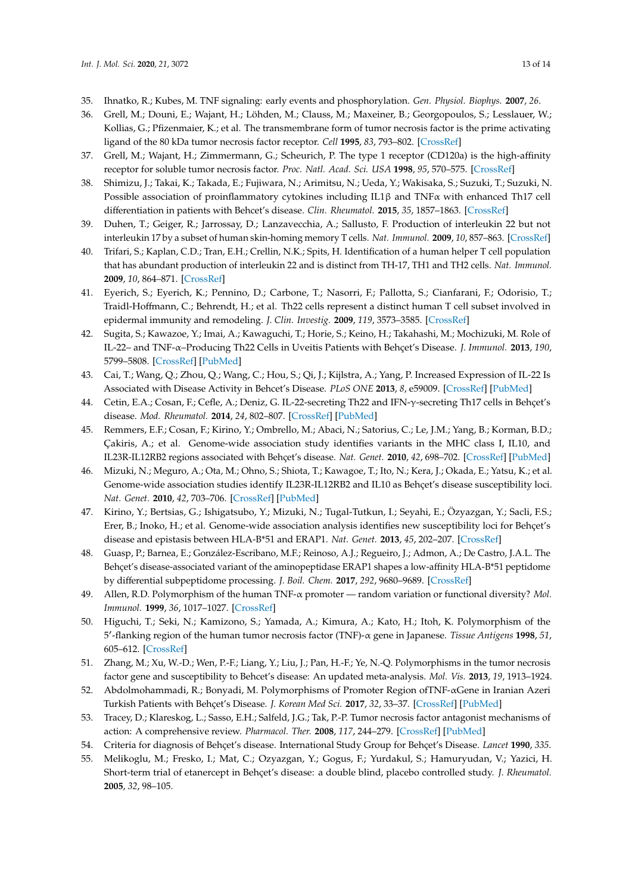35. Ihnatko, R.; Kubes, M. TNF signaling: early events and phosphorylation. *Gen. Physiol. Biophys.* **2007**, *26*.
36. Grell, M.; Douni, E.; Wajant, H.; Löhden, M.; Clauss, M.; Maxeiner, B.; Georgopoulos, S.; Lesslauer, W.; Kollias, G.; Pfizenmaier, K.; et al. The transmembrane form of tumor necrosis factor is the prime activating ligand of the 80 kDa tumor necrosis factor receptor. *Cell* **1995**, *83*, 793–802. [CrossRef]
37. Grell, M.; Wajant, H.; Zimmermann, G.; Scheurich, P. The type 1 receptor (CD120a) is the high-affinity receptor for soluble tumor necrosis factor. *Proc. Natl. Acad. Sci. USA* **1998**, *95*, 570–575. [CrossRef]
38. Shimizu, J.; Takai, K.; Takada, E.; Fujiwara, N.; Arimitsu, N.; Ueda, Y.; Wakisaka, S.; Suzuki, T.; Suzuki, N. Possible association of proinflammatory cytokines including IL1β and TNFα with enhanced Th17 cell differentiation in patients with Behcet's disease. *Clin. Rheumatol.* **2015**, *35*, 1857–1863. [CrossRef]
39. Duhen, T.; Geiger, R.; Jarrossay, D.; Lanzavecchia, A.; Sallusto, F. Production of interleukin 22 but not interleukin 17 by a subset of human skin-homing memory T cells. *Nat. Immunol.* **2009**, *10*, 857–863. [CrossRef]
40. Trifari, S.; Kaplan, C.D.; Tran, E.H.; Crellin, N.K.; Spits, H. Identification of a human helper T cell population that has abundant production of interleukin 22 and is distinct from TH-17, TH1 and TH2 cells. *Nat. Immunol.* **2009**, *10*, 864–871. [CrossRef]
41. Eyerich, S.; Eyerich, K.; Pennino, D.; Carbone, T.; Nasorri, F.; Pallotta, S.; Cianfarani, F.; Odorisio, T.; Traidl-Hoffmann, C.; Behrendt, H.; et al. Th22 cells represent a distinct human T cell subset involved in epidermal immunity and remodeling. *J. Clin. Investig.* **2009**, *119*, 3573–3585. [CrossRef]
42. Sugita, S.; Kawazoe, Y.; Imai, A.; Kawaguchi, T.; Horie, S.; Keino, H.; Takahashi, M.; Mochizuki, M. Role of IL-22– and TNF-α–Producing Th22 Cells in Uveitis Patients with Behçet's Disease. *J. Immunol.* **2013**, *190*, 5799–5808. [CrossRef] [PubMed]
43. Cai, T.; Wang, Q.; Zhou, Q.; Wang, C.; Hou, S.; Qi, J.; Kijlstra, A.; Yang, P. Increased Expression of IL-22 Is Associated with Disease Activity in Behcet's Disease. *PLoS ONE* **2013**, *8*, e59009. [CrossRef] [PubMed]
44. Cetin, E.A.; Cosan, F.; Cefle, A.; Deniz, G. IL-22-secreting Th22 and IFN-γ-secreting Th17 cells in Behçet's disease. *Mod. Rheumatol.* **2014**, *24*, 802–807. [CrossRef] [PubMed]
45. Remmers, E.F.; Cosan, F.; Kirino, Y.; Ombrello, M.; Abaci, N.; Satorius, C.; Le, J.M.; Yang, B.; Korman, B.D.; Çakiris, A.; et al. Genome-wide association study identifies variants in the MHC class I, IL10, and IL23R-IL12RB2 regions associated with Behçet's disease. *Nat. Genet.* **2010**, *42*, 698–702. [CrossRef] [PubMed]
46. Mizuki, N.; Meguro, A.; Ota, M.; Ohno, S.; Shiota, T.; Kawagoe, T.; Ito, N.; Kera, J.; Okada, E.; Yatsu, K.; et al. Genome-wide association studies identify IL23R-IL12RB2 and IL10 as Behçet's disease susceptibility loci. *Nat. Genet.* **2010**, *42*, 703–706. [CrossRef] [PubMed]
47. Kirino, Y.; Bertsias, G.; Ishigatsubo, Y.; Mizuki, N.; Tugal-Tutkun, I.; Seyahi, E.; Özyazgan, Y.; Sacli, F.S.; Erer, B.; Inoko, H.; et al. Genome-wide association analysis identifies new susceptibility loci for Behçet's disease and epistasis between HLA-B*51 and ERAP1. *Nat. Genet.* **2013**, *45*, 202–207. [CrossRef]
48. Guasp, P.; Barnea, E.; González-Escribano, M.F.; Reinoso, A.J.; Regueiro, J.; Admon, A.; De Castro, J.A.L. The Behçet's disease-associated variant of the aminopeptidase ERAP1 shapes a low-affinity HLA-B*51 peptidome by differential subpeptidome processing. *J. Boil. Chem.* **2017**, *292*, 9680–9689. [CrossRef]
49. Allen, R.D. Polymorphism of the human TNF-α promoter — random variation or functional diversity? *Mol. Immunol.* **1999**, *36*, 1017–1027. [CrossRef]
50. Higuchi, T.; Seki, N.; Kamizono, S.; Yamada, A.; Kimura, A.; Kato, H.; Itoh, K. Polymorphism of the 5′-flanking region of the human tumor necrosis factor (TNF)-α gene in Japanese. *Tissue Antigens* **1998**, *51*, 605–612. [CrossRef]
51. Zhang, M.; Xu, W.-D.; Wen, P.-F.; Liang, Y.; Liu, J.; Pan, H.-F.; Ye, N.-Q. Polymorphisms in the tumor necrosis factor gene and susceptibility to Behcet's disease: An updated meta-analysis. *Mol. Vis.* **2013**, *19*, 1913–1924.
52. Abdolmohammadi, R.; Bonyadi, M. Polymorphisms of Promoter Region ofTNF-αGene in Iranian Azeri Turkish Patients with Behçet's Disease. *J. Korean Med Sci.* **2017**, *32*, 33–37. [CrossRef] [PubMed]
53. Tracey, D.; Klareskog, L.; Sasso, E.H.; Salfeld, J.G.; Tak, P.-P. Tumor necrosis factor antagonist mechanisms of action: A comprehensive review. *Pharmacol. Ther.* **2008**, *117*, 244–279. [CrossRef] [PubMed]
54. Criteria for diagnosis of Behçet's disease. International Study Group for Behçet's Disease. *Lancet* **1990**, *335*.
55. Melikoglu, M.; Fresko, I.; Mat, C.; Ozyazgan, Y.; Gogus, F.; Yurdakul, S.; Hamuryudan, V.; Yazici, H. Short-term trial of etanercept in Behçet's disease: a double blind, placebo controlled study. *J. Rheumatol.* **2005**, *32*, 98–105.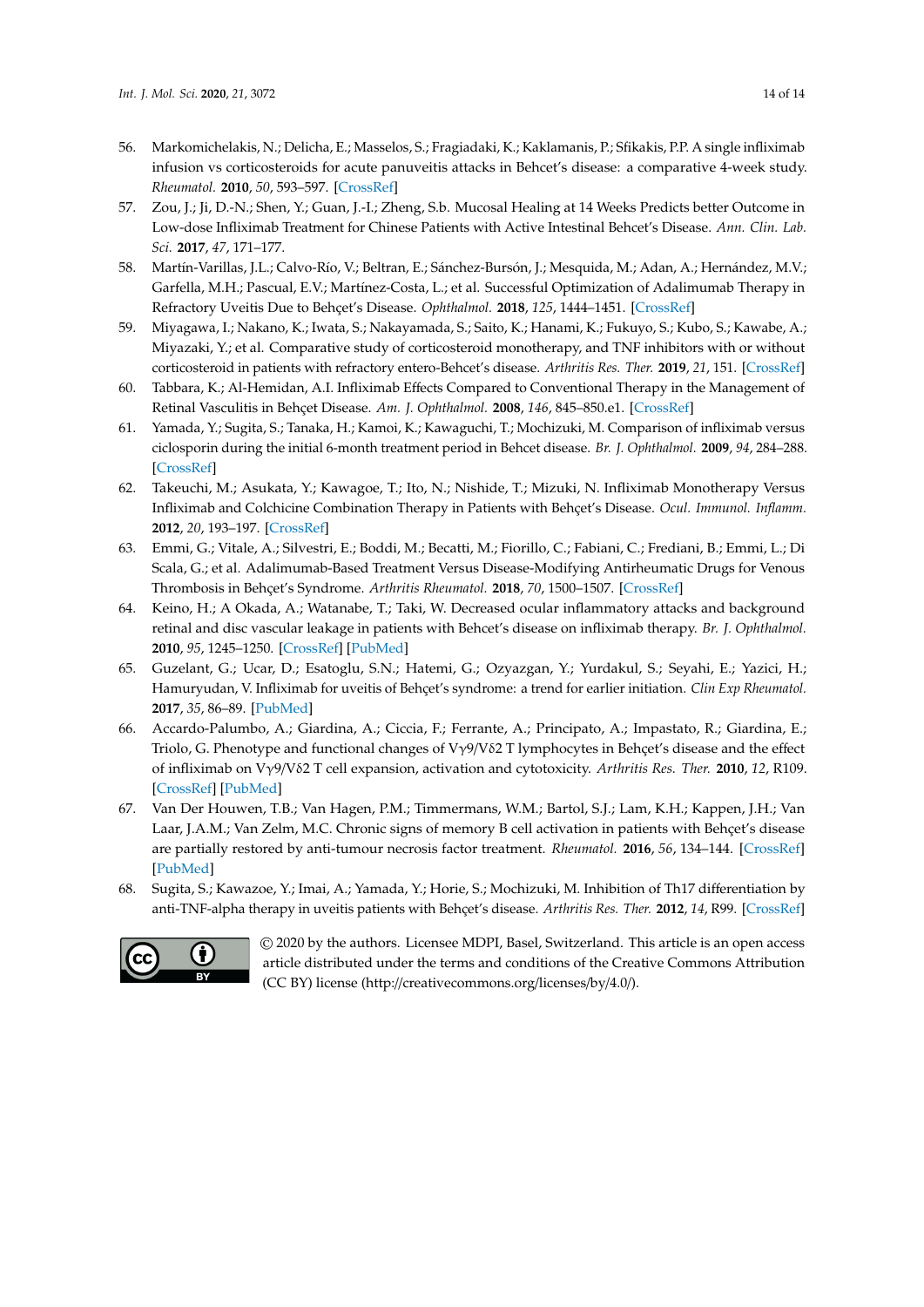56. Markomichelakis, N.; Delicha, E.; Masselos, S.; Fragiadaki, K.; Kaklamanis, P.; Sfikakis, P.P. A single infliximab infusion vs corticosteroids for acute panuveitis attacks in Behcet's disease: a comparative 4-week study. *Rheumatol.* **2010**, *50*, 593–597. [CrossRef]
57. Zou, J.; Ji, D.-N.; Shen, Y.; Guan, J.-I.; Zheng, S.b. Mucosal Healing at 14 Weeks Predicts better Outcome in Low-dose Infliximab Treatment for Chinese Patients with Active Intestinal Behcet's Disease. *Ann. Clin. Lab. Sci.* **2017**, *47*, 171–177.
58. Martín-Varillas, J.L.; Calvo-Río, V.; Beltran, E.; Sánchez-Bursón, J.; Mesquida, M.; Adan, A.; Hernández, M.V.; Garfella, M.H.; Pascual, E.V.; Martínez-Costa, L.; et al. Successful Optimization of Adalimumab Therapy in Refractory Uveitis Due to Behçet's Disease. *Ophthalmol.* **2018**, *125*, 1444–1451. [CrossRef]
59. Miyagawa, I.; Nakano, K.; Iwata, S.; Nakayamada, S.; Saito, K.; Hanami, K.; Fukuyo, S.; Kubo, S.; Kawabe, A.; Miyazaki, Y.; et al. Comparative study of corticosteroid monotherapy, and TNF inhibitors with or without corticosteroid in patients with refractory entero-Behcet's disease. *Arthritis Res. Ther.* **2019**, *21*, 151. [CrossRef]
60. Tabbara, K.; Al-Hemidan, A.I. Infliximab Effects Compared to Conventional Therapy in the Management of Retinal Vasculitis in Behçet Disease. *Am. J. Ophthalmol.* **2008**, *146*, 845–850.e1. [CrossRef]
61. Yamada, Y.; Sugita, S.; Tanaka, H.; Kamoi, K.; Kawaguchi, T.; Mochizuki, M. Comparison of infliximab versus ciclosporin during the initial 6-month treatment period in Behcet disease. *Br. J. Ophthalmol.* **2009**, *94*, 284–288. [CrossRef]
62. Takeuchi, M.; Asukata, Y.; Kawagoe, T.; Ito, N.; Nishide, T.; Mizuki, N. Infliximab Monotherapy Versus Infliximab and Colchicine Combination Therapy in Patients with Behçet's Disease. *Ocul. Immunol. Inflamm.* **2012**, *20*, 193–197. [CrossRef]
63. Emmi, G.; Vitale, A.; Silvestri, E.; Boddi, M.; Becatti, M.; Fiorillo, C.; Fabiani, C.; Frediani, B.; Emmi, L.; Di Scala, G.; et al. Adalimumab-Based Treatment Versus Disease-Modifying Antirheumatic Drugs for Venous Thrombosis in Behçet's Syndrome. *Arthritis Rheumatol.* **2018**, *70*, 1500–1507. [CrossRef]
64. Keino, H.; A Okada, A.; Watanabe, T.; Taki, W. Decreased ocular inflammatory attacks and background retinal and disc vascular leakage in patients with Behcet's disease on infliximab therapy. *Br. J. Ophthalmol.* **2010**, *95*, 1245–1250. [CrossRef] [PubMed]
65. Guzelant, G.; Ucar, D.; Esatoglu, S.N.; Hatemi, G.; Ozyazgan, Y.; Yurdakul, S.; Seyahi, E.; Yazici, H.; Hamuryudan, V. Infliximab for uveitis of Behçet's syndrome: a trend for earlier initiation. *Clin Exp Rheumatol.* **2017**, *35*, 86–89. [PubMed]
66. Accardo-Palumbo, A.; Giardina, A.; Ciccia, F.; Ferrante, A.; Principato, A.; Impastato, R.; Giardina, E.; Triolo, G. Phenotype and functional changes of V$\gamma$9/V$\delta$2 T lymphocytes in Behçet's disease and the effect of infliximab on V$\gamma$9/V$\delta$2 T cell expansion, activation and cytotoxicity. *Arthritis Res. Ther.* **2010**, *12*, R109. [CrossRef] [PubMed]
67. Van Der Houwen, T.B.; Van Hagen, P.M.; Timmermans, W.M.; Bartol, S.J.; Lam, K.H.; Kappen, J.H.; Van Laar, J.A.M.; Van Zelm, M.C. Chronic signs of memory B cell activation in patients with Behçet's disease are partially restored by anti-tumour necrosis factor treatment. *Rheumatol.* **2016**, *56*, 134–144. [CrossRef] [PubMed]
68. Sugita, S.; Kawazoe, Y.; Imai, A.; Yamada, Y.; Horie, S.; Mochizuki, M. Inhibition of Th17 differentiation by anti-TNF-alpha therapy in uveitis patients with Behçet's disease. *Arthritis Res. Ther.* **2012**, *14*, R99. [CrossRef]

© 2020 by the authors. Licensee MDPI, Basel, Switzerland. This article is an open access article distributed under the terms and conditions of the Creative Commons Attribution (CC BY) license (http://creativecommons.org/licenses/by/4.0/).